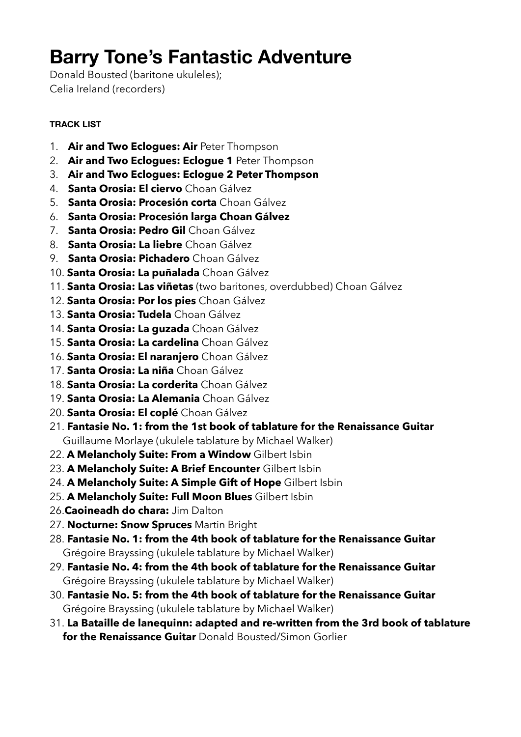# Barry Tone's Fantastic Adventure

Donald Bousted (baritone ukuleles);
Celia Ireland (recorders)

**TRACK LIST**

1. **Air and Two Eclogues: Air** Peter Thompson
2. **Air and Two Eclogues: Eclogue 1** Peter Thompson
3. **Air and Two Eclogues: Eclogue 2 Peter Thompson**
4. **Santa Orosia: El ciervo** Choan Gálvez
5. **Santa Orosia: Procesión corta** Choan Gálvez
6. **Santa Orosia: Procesión larga Choan Gálvez**
7. **Santa Orosia: Pedro Gil** Choan Gálvez
8. **Santa Orosia: La liebre** Choan Gálvez
9. **Santa Orosia: Pichadero** Choan Gálvez
10. **Santa Orosia: La puñalada** Choan Gálvez
11. **Santa Orosia: Las viñetas** (two baritones, overdubbed) Choan Gálvez
12. **Santa Orosia: Por los pies** Choan Gálvez
13. **Santa Orosia: Tudela** Choan Gálvez
14. **Santa Orosia: La guzada** Choan Gálvez
15. **Santa Orosia: La cardelina** Choan Gálvez
16. **Santa Orosia: El naranjero** Choan Gálvez
17. **Santa Orosia: La niña** Choan Gálvez
18. **Santa Orosia: La corderita** Choan Gálvez
19. **Santa Orosia: La Alemania** Choan Gálvez
20. **Santa Orosia: El coplé** Choan Gálvez
21. **Fantasie No. 1: from the 1st book of tablature for the Renaissance Guitar** Guillaume Morlaye (ukulele tablature by Michael Walker)
22. **A Melancholy Suite: From a Window** Gilbert Isbin
23. **A Melancholy Suite: A Brief Encounter** Gilbert Isbin
24. **A Melancholy Suite: A Simple Gift of Hope** Gilbert Isbin
25. **A Melancholy Suite: Full Moon Blues** Gilbert Isbin
26. **Caoineadh do chara:** Jim Dalton
27. **Nocturne: Snow Spruces** Martin Bright
28. **Fantasie No. 1: from the 4th book of tablature for the Renaissance Guitar** Grégoire Brayssing (ukulele tablature by Michael Walker)
29. **Fantasie No. 4: from the 4th book of tablature for the Renaissance Guitar** Grégoire Brayssing (ukulele tablature by Michael Walker)
30. **Fantasie No. 5: from the 4th book of tablature for the Renaissance Guitar** Grégoire Brayssing (ukulele tablature by Michael Walker)
31. **La Bataille de lanequinn: adapted and re-written from the 3rd book of tablature for the Renaissance Guitar** Donald Bousted/Simon Gorlier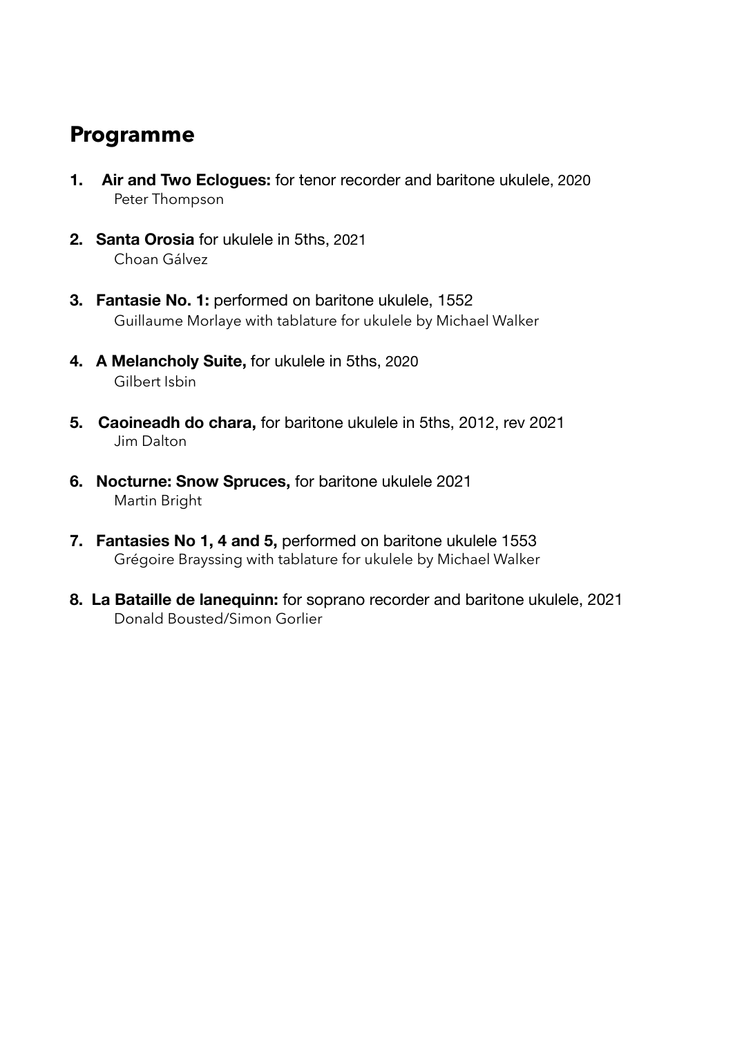## Programme

1. **Air and Two Eclogues:** for tenor recorder and baritone ukulele, 2020
   Peter Thompson

2. **Santa Orosia** for ukulele in 5ths, 2021
   Choan Gálvez

3. **Fantasie No. 1:** performed on baritone ukulele, 1552
   Guillaume Morlaye with tablature for ukulele by Michael Walker

4. **A Melancholy Suite,** for ukulele in 5ths, 2020
   Gilbert Isbin

5. **Caoineadh do chara,** for baritone ukulele in 5ths, 2012, rev 2021
   Jim Dalton

6. **Nocturne: Snow Spruces,** for baritone ukulele 2021
   Martin Bright

7. **Fantasies No 1, 4 and 5,** performed on baritone ukulele 1553
   Grégoire Brayssing with tablature for ukulele by Michael Walker

8. **La Bataille de lanequinn:** for soprano recorder and baritone ukulele, 2021
   Donald Bousted/Simon Gorlier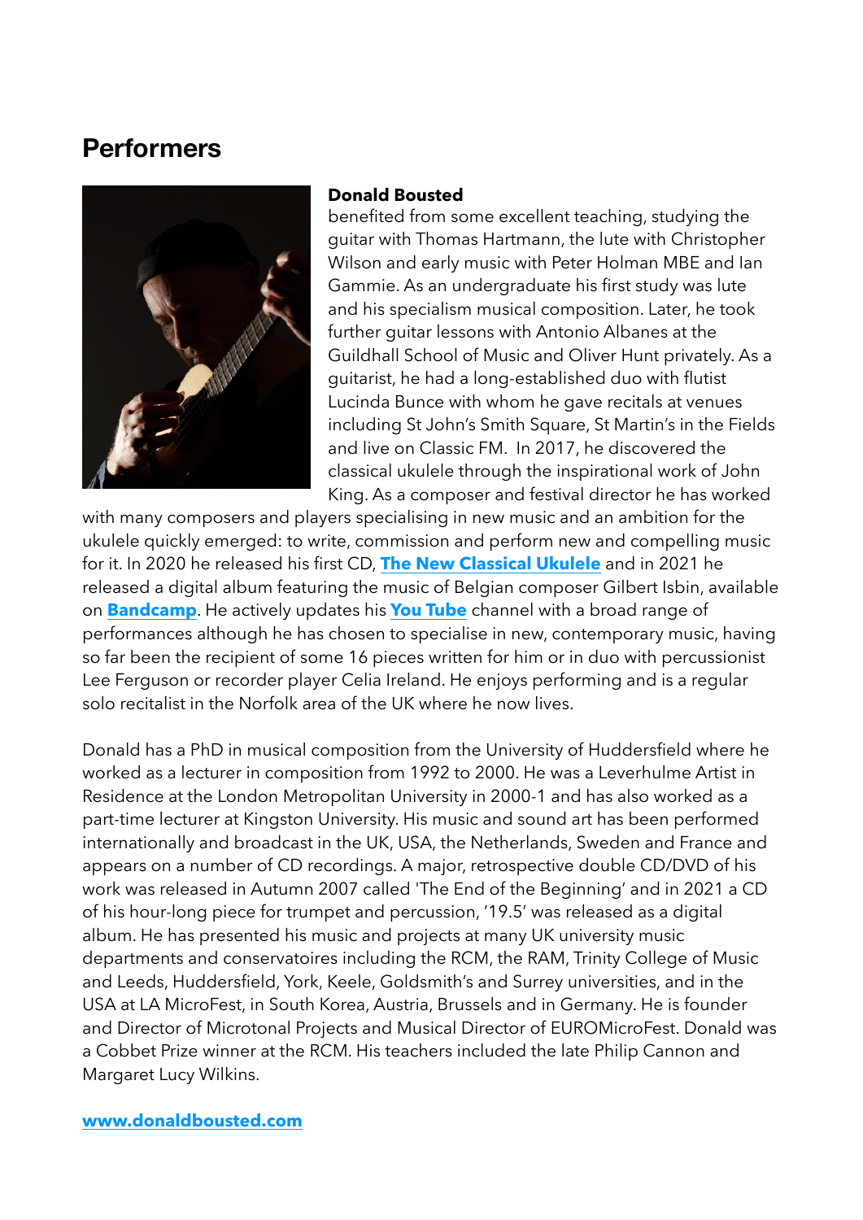# Performers

**Donald Bousted** benefited from some excellent teaching, studying the guitar with Thomas Hartmann, the lute with Christopher Wilson and early music with Peter Holman MBE and Ian Gammie. As an undergraduate his first study was lute and his specialism musical composition. Later, he took further guitar lessons with Antonio Albanes at the Guildhall School of Music and Oliver Hunt privately. As a guitarist, he had a long-established duo with flutist Lucinda Bunce with whom he gave recitals at venues including St John's Smith Square, St Martin's in the Fields and live on Classic FM. In 2017, he discovered the classical ukulele through the inspirational work of John King. As a composer and festival director he has worked with many composers and players specialising in new music and an ambition for the ukulele quickly emerged: to write, commission and perform new and compelling music for it. In 2020 he released his first CD, **The New Classical Ukulele** and in 2021 he released a digital album featuring the music of Belgian composer Gilbert Isbin, available on **Bandcamp**. He actively updates his **You Tube** channel with a broad range of performances although he has chosen to specialise in new, contemporary music, having so far been the recipient of some 16 pieces written for him or in duo with percussionist Lee Ferguson or recorder player Celia Ireland. He enjoys performing and is a regular solo recitalist in the Norfolk area of the UK where he now lives.

Donald has a PhD in musical composition from the University of Huddersfield where he worked as a lecturer in composition from 1992 to 2000. He was a Leverhulme Artist in Residence at the London Metropolitan University in 2000-1 and has also worked as a part-time lecturer at Kingston University. His music and sound art has been performed internationally and broadcast in the UK, USA, the Netherlands, Sweden and France and appears on a number of CD recordings. A major, retrospective double CD/DVD of his work was released in Autumn 2007 called 'The End of the Beginning' and in 2021 a CD of his hour-long piece for trumpet and percussion, '19.5' was released as a digital album. He has presented his music and projects at many UK university music departments and conservatoires including the RCM, the RAM, Trinity College of Music and Leeds, Huddersfield, York, Keele, Goldsmith's and Surrey universities, and in the USA at LA MicroFest, in South Korea, Austria, Brussels and in Germany. He is founder and Director of Microtonal Projects and Musical Director of EUROMicroFest. Donald was a Cobbet Prize winner at the RCM. His teachers included the late Philip Cannon and Margaret Lucy Wilkins.

**www.donaldbousted.com**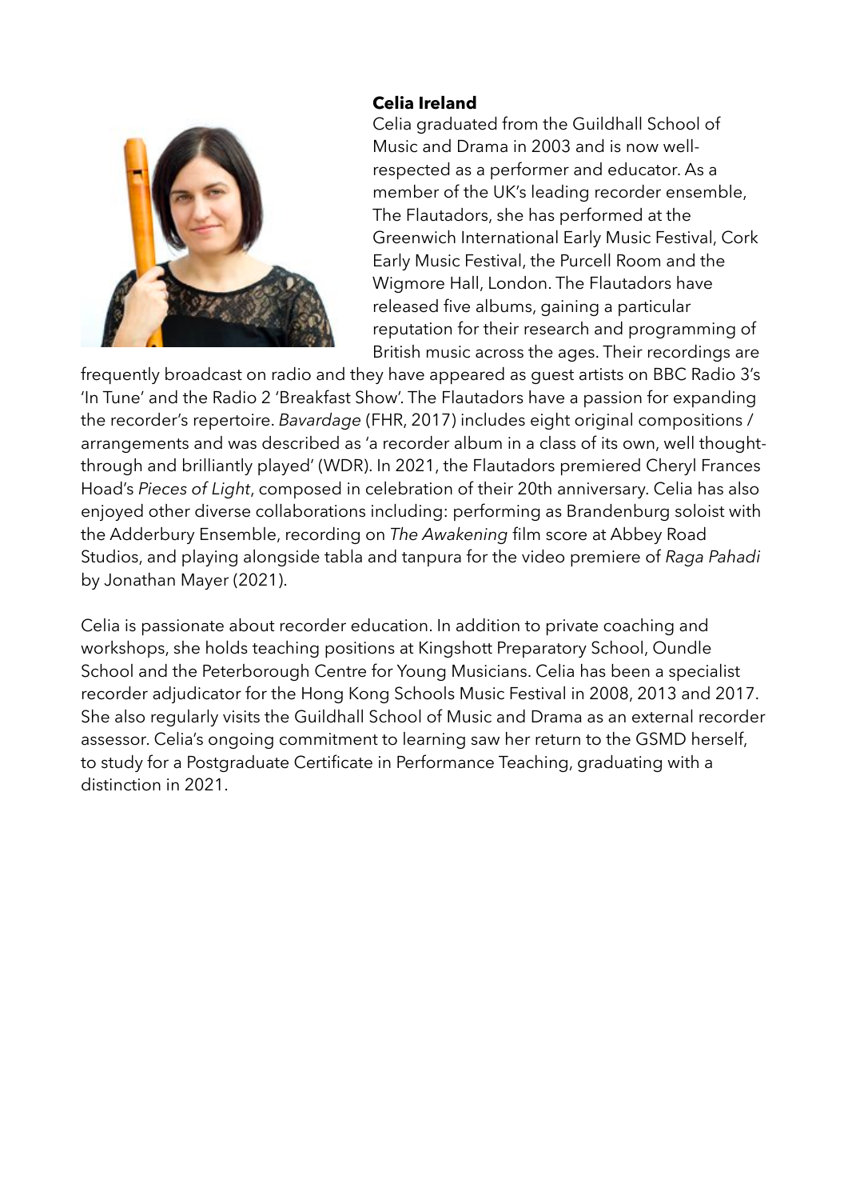**Celia Ireland**

Celia graduated from the Guildhall School of Music and Drama in 2003 and is now well-respected as a performer and educator. As a member of the UK's leading recorder ensemble, The Flautadors, she has performed at the Greenwich International Early Music Festival, Cork Early Music Festival, the Purcell Room and the Wigmore Hall, London. The Flautadors have released five albums, gaining a particular reputation for their research and programming of British music across the ages. Their recordings are frequently broadcast on radio and they have appeared as guest artists on BBC Radio 3's 'In Tune' and the Radio 2 'Breakfast Show'. The Flautadors have a passion for expanding the recorder's repertoire. *Bavardage* (FHR, 2017) includes eight original compositions / arrangements and was described as 'a recorder album in a class of its own, well thought-through and brilliantly played' (WDR). In 2021, the Flautadors premiered Cheryl Frances Hoad's *Pieces of Light*, composed in celebration of their 20th anniversary. Celia has also enjoyed other diverse collaborations including: performing as Brandenburg soloist with the Adderbury Ensemble, recording on *The Awakening* film score at Abbey Road Studios, and playing alongside tabla and tanpura for the video premiere of *Raga Pahadi* by Jonathan Mayer (2021).

Celia is passionate about recorder education. In addition to private coaching and workshops, she holds teaching positions at Kingshott Preparatory School, Oundle School and the Peterborough Centre for Young Musicians. Celia has been a specialist recorder adjudicator for the Hong Kong Schools Music Festival in 2008, 2013 and 2017. She also regularly visits the Guildhall School of Music and Drama as an external recorder assessor. Celia's ongoing commitment to learning saw her return to the GSMD herself, to study for a Postgraduate Certificate in Performance Teaching, graduating with a distinction in 2021.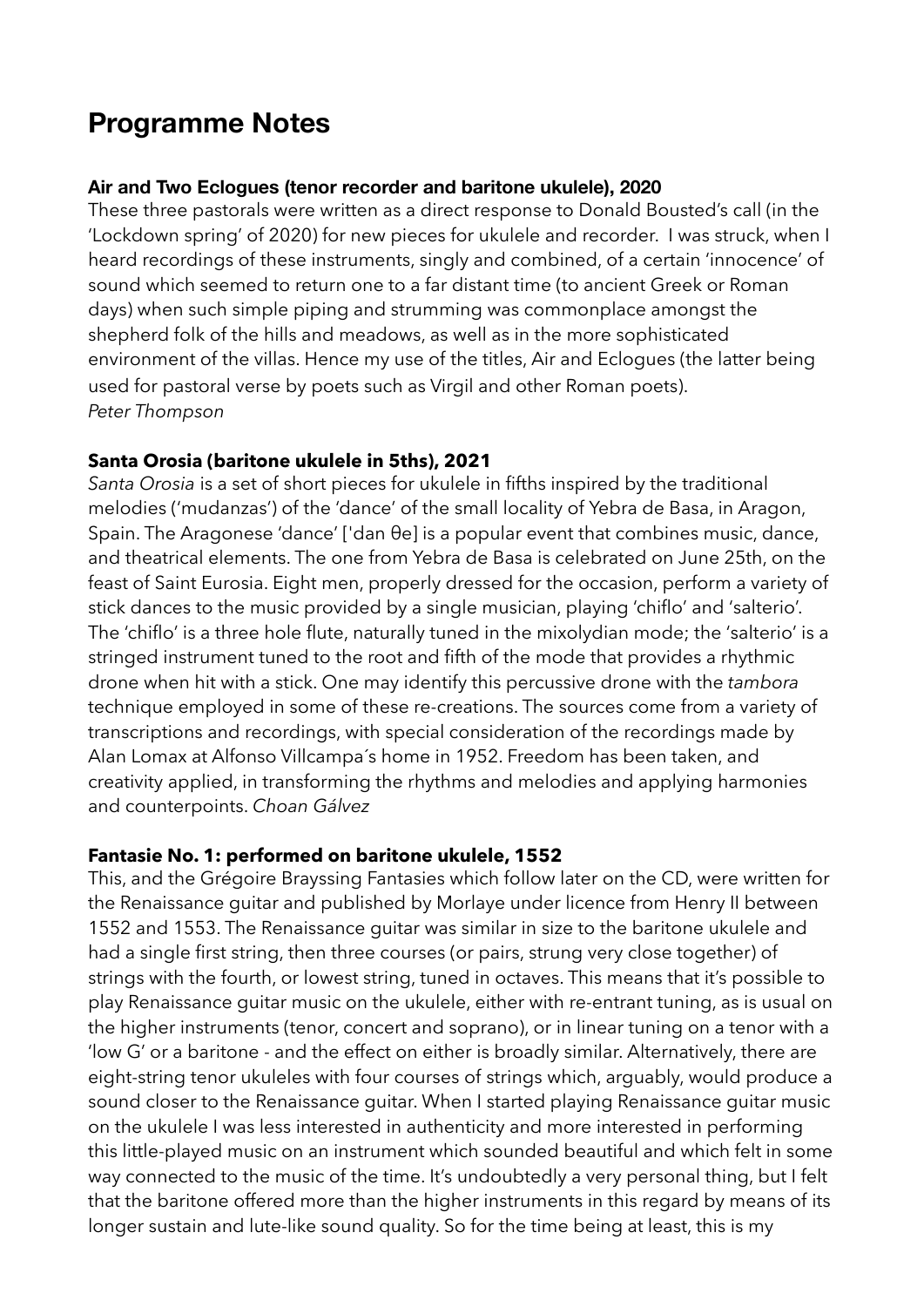# Programme Notes

**Air and Two Eclogues (tenor recorder and baritone ukulele), 2020**

These three pastorals were written as a direct response to Donald Bousted's call (in the 'Lockdown spring' of 2020) for new pieces for ukulele and recorder. I was struck, when I heard recordings of these instruments, singly and combined, of a certain 'innocence' of sound which seemed to return one to a far distant time (to ancient Greek or Roman days) when such simple piping and strumming was commonplace amongst the shepherd folk of the hills and meadows, as well as in the more sophisticated environment of the villas. Hence my use of the titles, Air and Eclogues (the latter being used for pastoral verse by poets such as Virgil and other Roman poets).
*Peter Thompson*

**Santa Orosia (baritone ukulele in 5ths), 2021**

*Santa Orosia* is a set of short pieces for ukulele in fifths inspired by the traditional melodies ('mudanzas') of the 'dance' of the small locality of Yebra de Basa, in Aragon, Spain. The Aragonese 'dance' ['dan θe] is a popular event that combines music, dance, and theatrical elements. The one from Yebra de Basa is celebrated on June 25th, on the feast of Saint Eurosia. Eight men, properly dressed for the occasion, perform a variety of stick dances to the music provided by a single musician, playing 'chiflo' and 'salterio'. The 'chiflo' is a three hole flute, naturally tuned in the mixolydian mode; the 'salterio' is a stringed instrument tuned to the root and fifth of the mode that provides a rhythmic drone when hit with a stick. One may identify this percussive drone with the *tambora* technique employed in some of these re-creations. The sources come from a variety of transcriptions and recordings, with special consideration of the recordings made by Alan Lomax at Alfonso Villcampa´s home in 1952. Freedom has been taken, and creativity applied, in transforming the rhythms and melodies and applying harmonies and counterpoints. *Choan Gálvez*

**Fantasie No. 1: performed on baritone ukulele, 1552**

This, and the Grégoire Brayssing Fantasies which follow later on the CD, were written for the Renaissance guitar and published by Morlaye under licence from Henry II between 1552 and 1553. The Renaissance guitar was similar in size to the baritone ukulele and had a single first string, then three courses (or pairs, strung very close together) of strings with the fourth, or lowest string, tuned in octaves. This means that it's possible to play Renaissance guitar music on the ukulele, either with re-entrant tuning, as is usual on the higher instruments (tenor, concert and soprano), or in linear tuning on a tenor with a 'low G' or a baritone - and the effect on either is broadly similar. Alternatively, there are eight-string tenor ukuleles with four courses of strings which, arguably, would produce a sound closer to the Renaissance guitar. When I started playing Renaissance guitar music on the ukulele I was less interested in authenticity and more interested in performing this little-played music on an instrument which sounded beautiful and which felt in some way connected to the music of the time. It's undoubtedly a very personal thing, but I felt that the baritone offered more than the higher instruments in this regard by means of its longer sustain and lute-like sound quality. So for the time being at least, this is my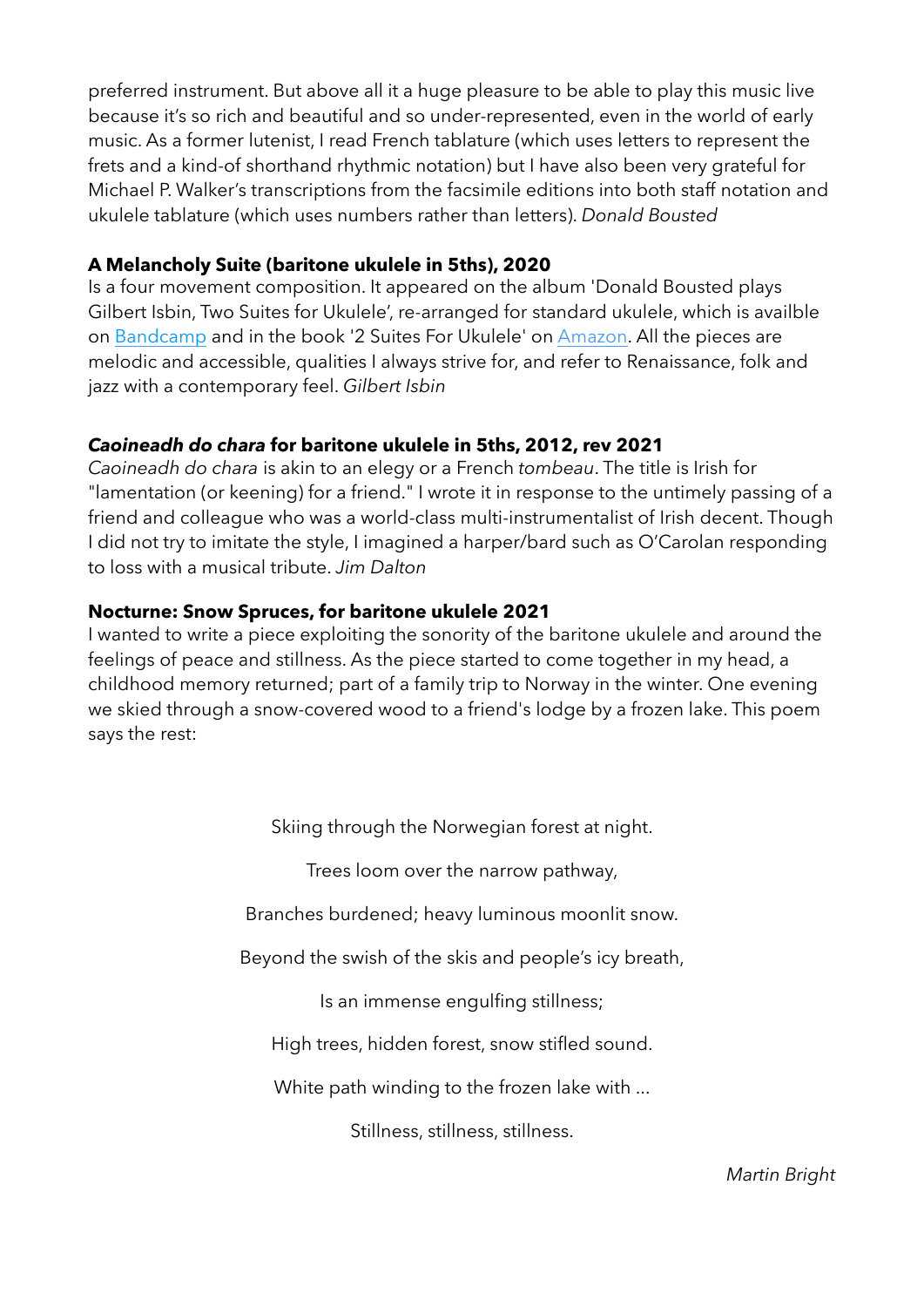preferred instrument. But above all it a huge pleasure to be able to play this music live because it's so rich and beautiful and so under-represented, even in the world of early music. As a former lutenist, I read French tablature (which uses letters to represent the frets and a kind-of shorthand rhythmic notation) but I have also been very grateful for Michael P. Walker's transcriptions from the facsimile editions into both staff notation and ukulele tablature (which uses numbers rather than letters). *Donald Bousted*

**A Melancholy Suite (baritone ukulele in 5ths), 2020**

Is a four movement composition. It appeared on the album 'Donald Bousted plays Gilbert Isbin, Two Suites for Ukulele', re-arranged for standard ukulele, which is availble on Bandcamp and in the book '2 Suites For Ukulele' on Amazon. All the pieces are melodic and accessible, qualities I always strive for, and refer to Renaissance, folk and jazz with a contemporary feel. *Gilbert Isbin*

***Caoineadh do chara* for baritone ukulele in 5ths, 2012, rev 2021**

*Caoineadh do chara* is akin to an elegy or a French *tombeau*. The title is Irish for "lamentation (or keening) for a friend." I wrote it in response to the untimely passing of a friend and colleague who was a world-class multi-instrumentalist of Irish decent. Though I did not try to imitate the style, I imagined a harper/bard such as O'Carolan responding to loss with a musical tribute. *Jim Dalton*

**Nocturne: Snow Spruces, for baritone ukulele 2021**

I wanted to write a piece exploiting the sonority of the baritone ukulele and around the feelings of peace and stillness. As the piece started to come together in my head, a childhood memory returned; part of a family trip to Norway in the winter. One evening we skied through a snow-covered wood to a friend's lodge by a frozen lake. This poem says the rest:

Skiing through the Norwegian forest at night.

Trees loom over the narrow pathway,

Branches burdened; heavy luminous moonlit snow.

Beyond the swish of the skis and people's icy breath,

Is an immense engulfing stillness;

High trees, hidden forest, snow stifled sound.

White path winding to the frozen lake with ...

Stillness, stillness, stillness.

*Martin Bright*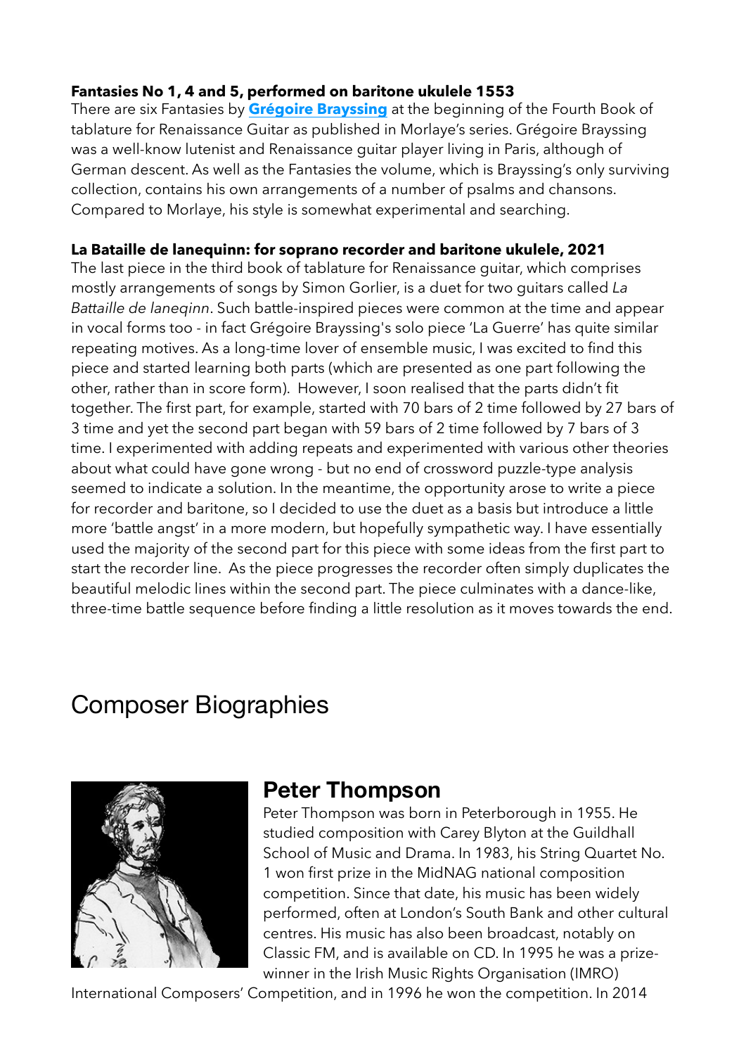**Fantasies No 1, 4 and 5, performed on baritone ukulele 1553**

There are six Fantasies by **Grégoire Brayssing** at the beginning of the Fourth Book of tablature for Renaissance Guitar as published in Morlaye's series. Grégoire Brayssing was a well-know lutenist and Renaissance guitar player living in Paris, although of German descent. As well as the Fantasies the volume, which is Brayssing's only surviving collection, contains his own arrangements of a number of psalms and chansons. Compared to Morlaye, his style is somewhat experimental and searching.

**La Bataille de lanequinn: for soprano recorder and baritone ukulele, 2021**

The last piece in the third book of tablature for Renaissance guitar, which comprises mostly arrangements of songs by Simon Gorlier, is a duet for two guitars called *La Battaille de laneqinn*. Such battle-inspired pieces were common at the time and appear in vocal forms too - in fact Grégoire Brayssing's solo piece 'La Guerre' has quite similar repeating motives. As a long-time lover of ensemble music, I was excited to find this piece and started learning both parts (which are presented as one part following the other, rather than in score form). However, I soon realised that the parts didn't fit together. The first part, for example, started with 70 bars of 2 time followed by 27 bars of 3 time and yet the second part began with 59 bars of 2 time followed by 7 bars of 3 time. I experimented with adding repeats and experimented with various other theories about what could have gone wrong - but no end of crossword puzzle-type analysis seemed to indicate a solution. In the meantime, the opportunity arose to write a piece for recorder and baritone, so I decided to use the duet as a basis but introduce a little more 'battle angst' in a more modern, but hopefully sympathetic way. I have essentially used the majority of the second part for this piece with some ideas from the first part to start the recorder line. As the piece progresses the recorder often simply duplicates the beautiful melodic lines within the second part. The piece culminates with a dance-like, three-time battle sequence before finding a little resolution as it moves towards the end.

# Composer Biographies

## Peter Thompson

Peter Thompson was born in Peterborough in 1955. He studied composition with Carey Blyton at the Guildhall School of Music and Drama. In 1983, his String Quartet No. 1 won first prize in the MidNAG national composition competition. Since that date, his music has been widely performed, often at London's South Bank and other cultural centres. His music has also been broadcast, notably on Classic FM, and is available on CD. In 1995 he was a prize-winner in the Irish Music Rights Organisation (IMRO) International Composers' Competition, and in 1996 he won the competition. In 2014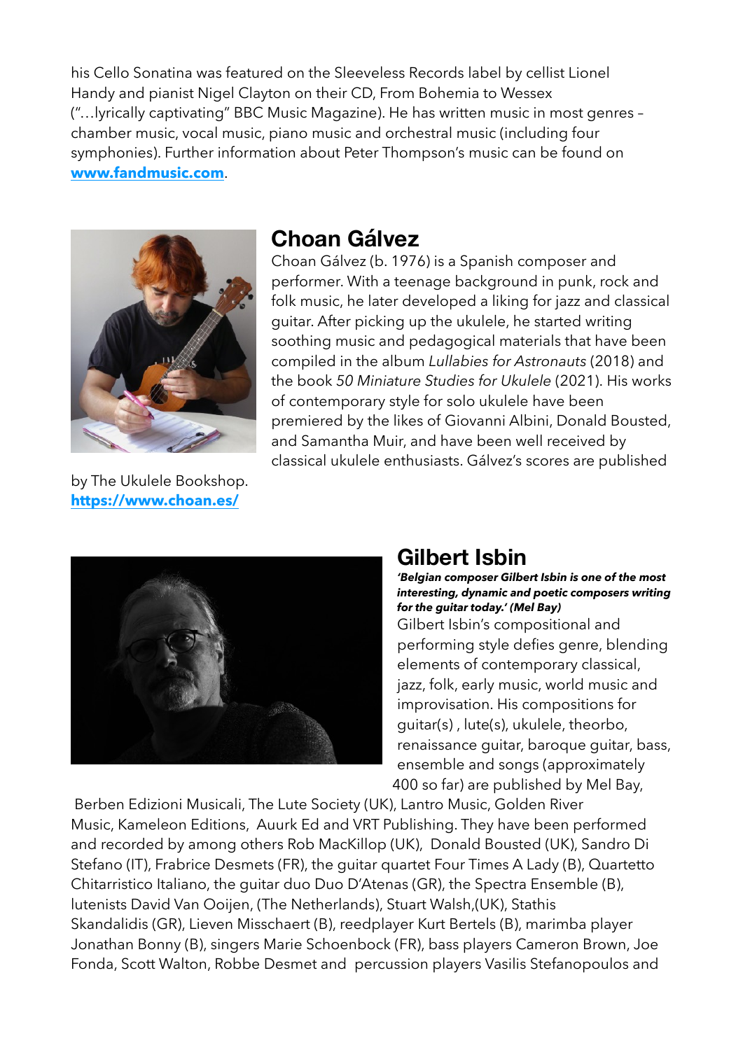his Cello Sonatina was featured on the Sleeveless Records label by cellist Lionel Handy and pianist Nigel Clayton on their CD, From Bohemia to Wessex ("…lyrically captivating" BBC Music Magazine). He has written music in most genres – chamber music, vocal music, piano music and orchestral music (including four symphonies). Further information about Peter Thompson's music can be found on **[www.fandmusic.com](http://www.fandmusic.com)**.

## Choan Gálvez

Choan Gálvez (b. 1976) is a Spanish composer and performer. With a teenage background in punk, rock and folk music, he later developed a liking for jazz and classical guitar. After picking up the ukulele, he started writing soothing music and pedagogical materials that have been compiled in the album *Lullabies for Astronauts* (2018) and the book *50 Miniature Studies for Ukulele* (2021). His works of contemporary style for solo ukulele have been premiered by the likes of Giovanni Albini, Donald Bousted, and Samantha Muir, and have been well received by classical ukulele enthusiasts. Gálvez's scores are published by The Ukulele Bookshop.
**[https://www.choan.es/](https://www.choan.es/)**

## Gilbert Isbin

***'Belgian composer Gilbert Isbin is one of the most interesting, dynamic and poetic composers writing for the guitar today.' (Mel Bay)***

Gilbert Isbin's compositional and performing style defies genre, blending elements of contemporary classical, jazz, folk, early music, world music and improvisation. His compositions for guitar(s) , lute(s), ukulele, theorbo, renaissance guitar, baroque guitar, bass, ensemble and songs (approximately 400 so far) are published by Mel Bay, Berben Edizioni Musicali, The Lute Society (UK), Lantro Music, Golden River Music, Kameleon Editions, Auurk Ed and VRT Publishing. They have been performed and recorded by among others Rob MacKillop (UK), Donald Bousted (UK), Sandro Di Stefano (IT), Frabrice Desmets (FR), the guitar quartet Four Times A Lady (B), Quartetto Chitarristico Italiano, the guitar duo Duo D'Atenas (GR), the Spectra Ensemble (B), lutenists David Van Ooijen, (The Netherlands), Stuart Walsh,(UK), Stathis Skandalidis (GR), Lieven Misschaert (B), reedplayer Kurt Bertels (B), marimba player Jonathan Bonny (B), singers Marie Schoenbock (FR), bass players Cameron Brown, Joe Fonda, Scott Walton, Robbe Desmet and percussion players Vasilis Stefanopoulos and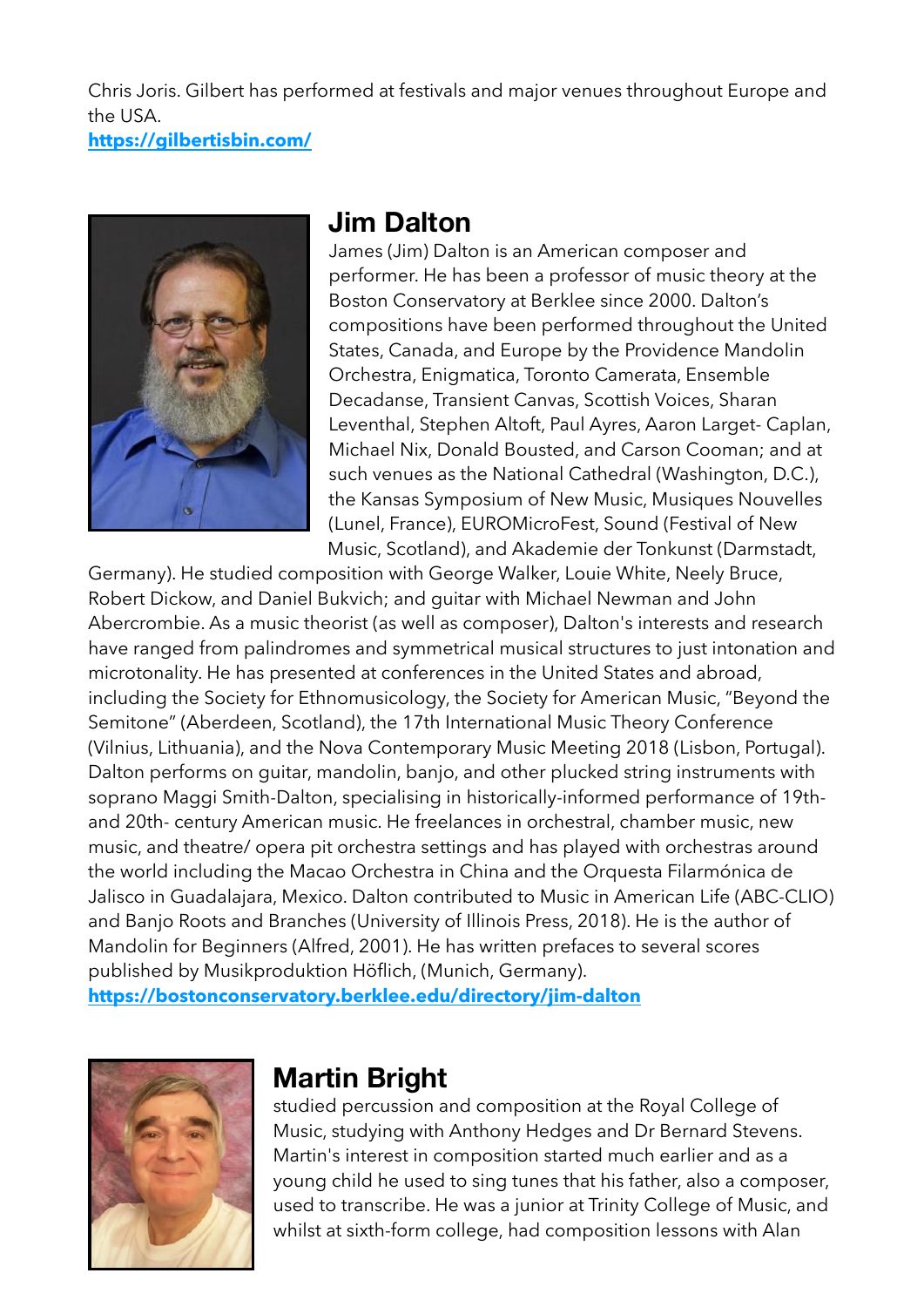Chris Joris. Gilbert has performed at festivals and major venues throughout Europe and the USA.
**https://gilbertisbin.com/**

## Jim Dalton

James (Jim) Dalton is an American composer and performer. He has been a professor of music theory at the Boston Conservatory at Berklee since 2000. Dalton's compositions have been performed throughout the United States, Canada, and Europe by the Providence Mandolin Orchestra, Enigmatica, Toronto Camerata, Ensemble Decadanse, Transient Canvas, Scottish Voices, Sharan Leventhal, Stephen Altoft, Paul Ayres, Aaron Larget- Caplan, Michael Nix, Donald Bousted, and Carson Cooman; and at such venues as the National Cathedral (Washington, D.C.), the Kansas Symposium of New Music, Musiques Nouvelles (Lunel, France), EUROMicroFest, Sound (Festival of New Music, Scotland), and Akademie der Tonkunst (Darmstadt, Germany). He studied composition with George Walker, Louie White, Neely Bruce, Robert Dickow, and Daniel Bukvich; and guitar with Michael Newman and John Abercrombie. As a music theorist (as well as composer), Dalton's interests and research have ranged from palindromes and symmetrical musical structures to just intonation and microtonality. He has presented at conferences in the United States and abroad, including the Society for Ethnomusicology, the Society for American Music, "Beyond the Semitone" (Aberdeen, Scotland), the 17th International Music Theory Conference (Vilnius, Lithuania), and the Nova Contemporary Music Meeting 2018 (Lisbon, Portugal). Dalton performs on guitar, mandolin, banjo, and other plucked string instruments with soprano Maggi Smith-Dalton, specialising in historically-informed performance of 19th- and 20th- century American music. He freelances in orchestral, chamber music, new music, and theatre/ opera pit orchestra settings and has played with orchestras around the world including the Macao Orchestra in China and the Orquesta Filarmónica de Jalisco in Guadalajara, Mexico. Dalton contributed to Music in American Life (ABC-CLIO) and Banjo Roots and Branches (University of Illinois Press, 2018). He is the author of Mandolin for Beginners (Alfred, 2001). He has written prefaces to several scores published by Musikproduktion Höflich, (Munich, Germany).
**https://bostonconservatory.berklee.edu/directory/jim-dalton**

## Martin Bright

studied percussion and composition at the Royal College of Music, studying with Anthony Hedges and Dr Bernard Stevens. Martin's interest in composition started much earlier and as a young child he used to sing tunes that his father, also a composer, used to transcribe. He was a junior at Trinity College of Music, and whilst at sixth-form college, had composition lessons with Alan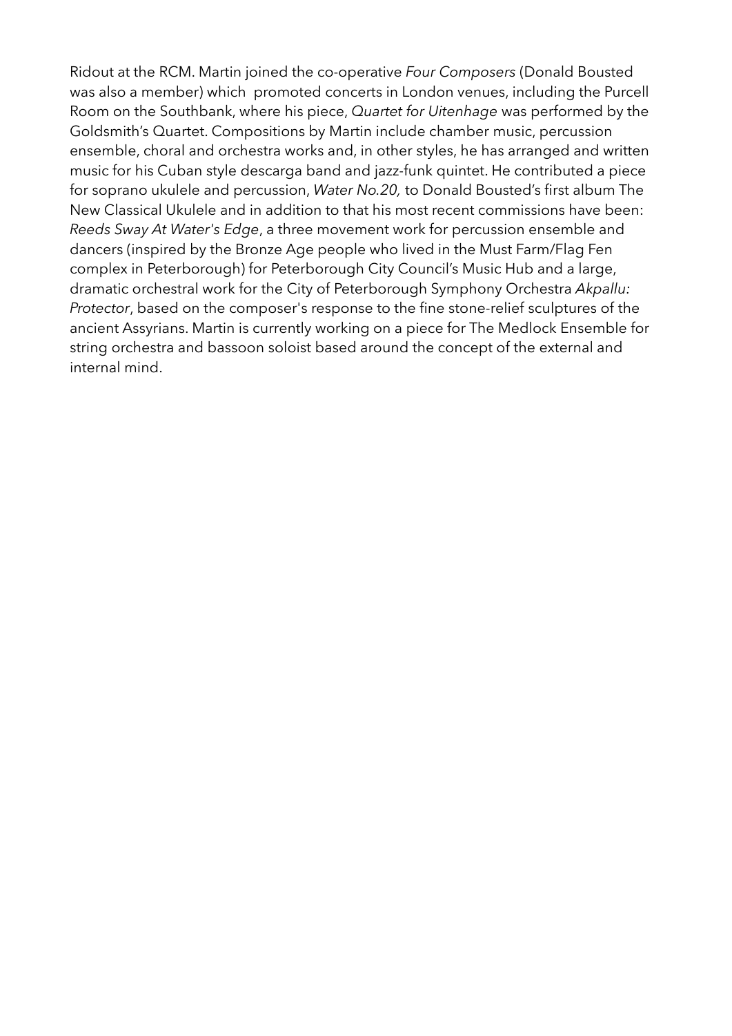Ridout at the RCM. Martin joined the co-operative *Four Composers* (Donald Bousted was also a member) which promoted concerts in London venues, including the Purcell Room on the Southbank, where his piece, *Quartet for Uitenhage* was performed by the Goldsmith's Quartet. Compositions by Martin include chamber music, percussion ensemble, choral and orchestra works and, in other styles, he has arranged and written music for his Cuban style descarga band and jazz-funk quintet. He contributed a piece for soprano ukulele and percussion, *Water No.20,* to Donald Bousted's first album The New Classical Ukulele and in addition to that his most recent commissions have been: *Reeds Sway At Water's Edge*, a three movement work for percussion ensemble and dancers (inspired by the Bronze Age people who lived in the Must Farm/Flag Fen complex in Peterborough) for Peterborough City Council's Music Hub and a large, dramatic orchestral work for the City of Peterborough Symphony Orchestra *Akpallu: Protector*, based on the composer's response to the fine stone-relief sculptures of the ancient Assyrians. Martin is currently working on a piece for The Medlock Ensemble for string orchestra and bassoon soloist based around the concept of the external and internal mind.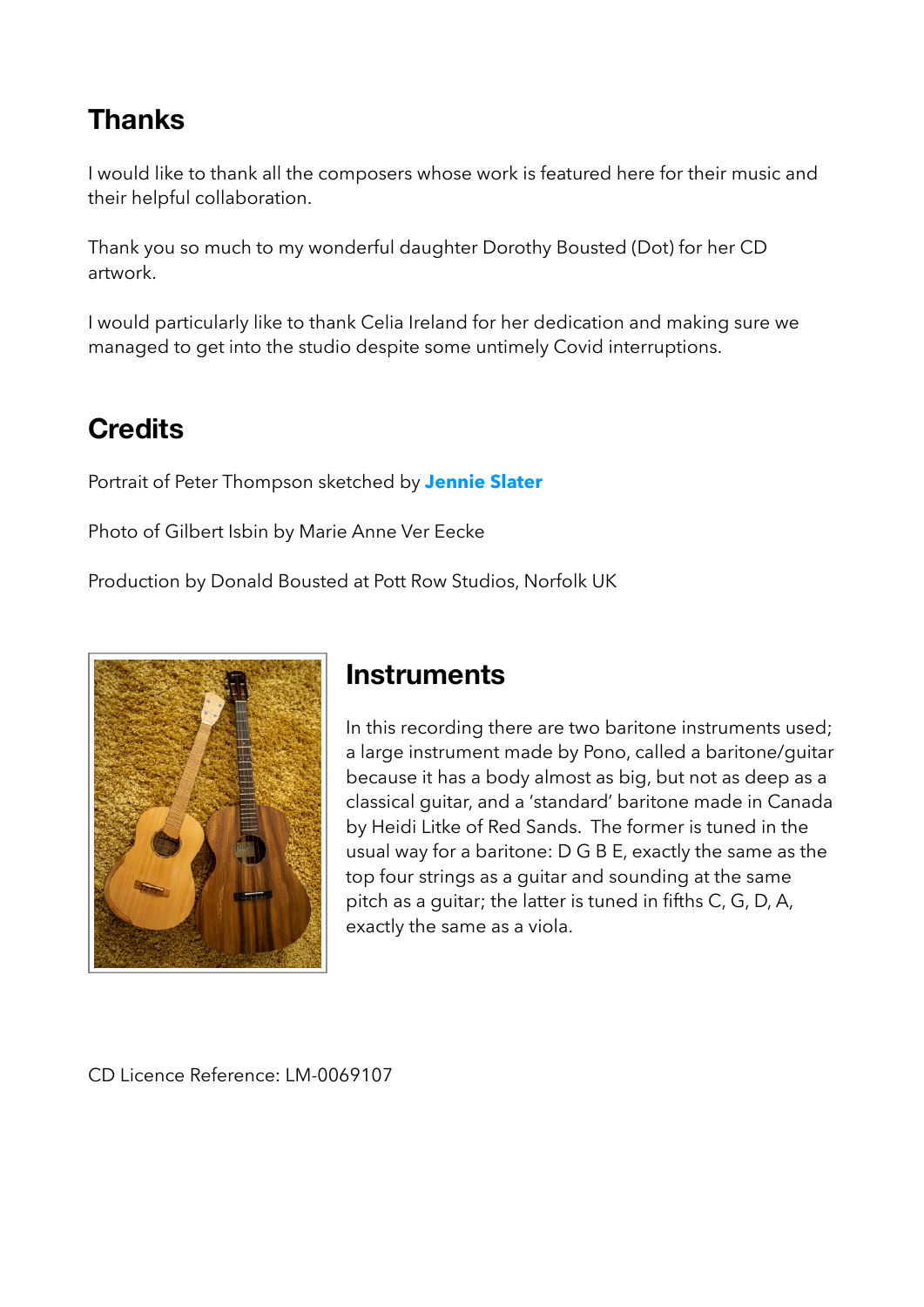## Thanks

I would like to thank all the composers whose work is featured here for their music and their helpful collaboration.

Thank you so much to my wonderful daughter Dorothy Bousted (Dot) for her CD artwork.

I would particularly like to thank Celia Ireland for her dedication and making sure we managed to get into the studio despite some untimely Covid interruptions.

## Credits

Portrait of Peter Thompson sketched by **Jennie Slater**

Photo of Gilbert Isbin by Marie Anne Ver Eecke

Production by Donald Bousted at Pott Row Studios, Norfolk UK

## Instruments

In this recording there are two baritone instruments used; a large instrument made by Pono, called a baritone/guitar because it has a body almost as big, but not as deep as a classical guitar, and a 'standard' baritone made in Canada by Heidi Litke of Red Sands. The former is tuned in the usual way for a baritone: D G B E, exactly the same as the top four strings as a guitar and sounding at the same pitch as a guitar; the latter is tuned in fifths C, G, D, A, exactly the same as a viola.

CD Licence Reference: LM-0069107